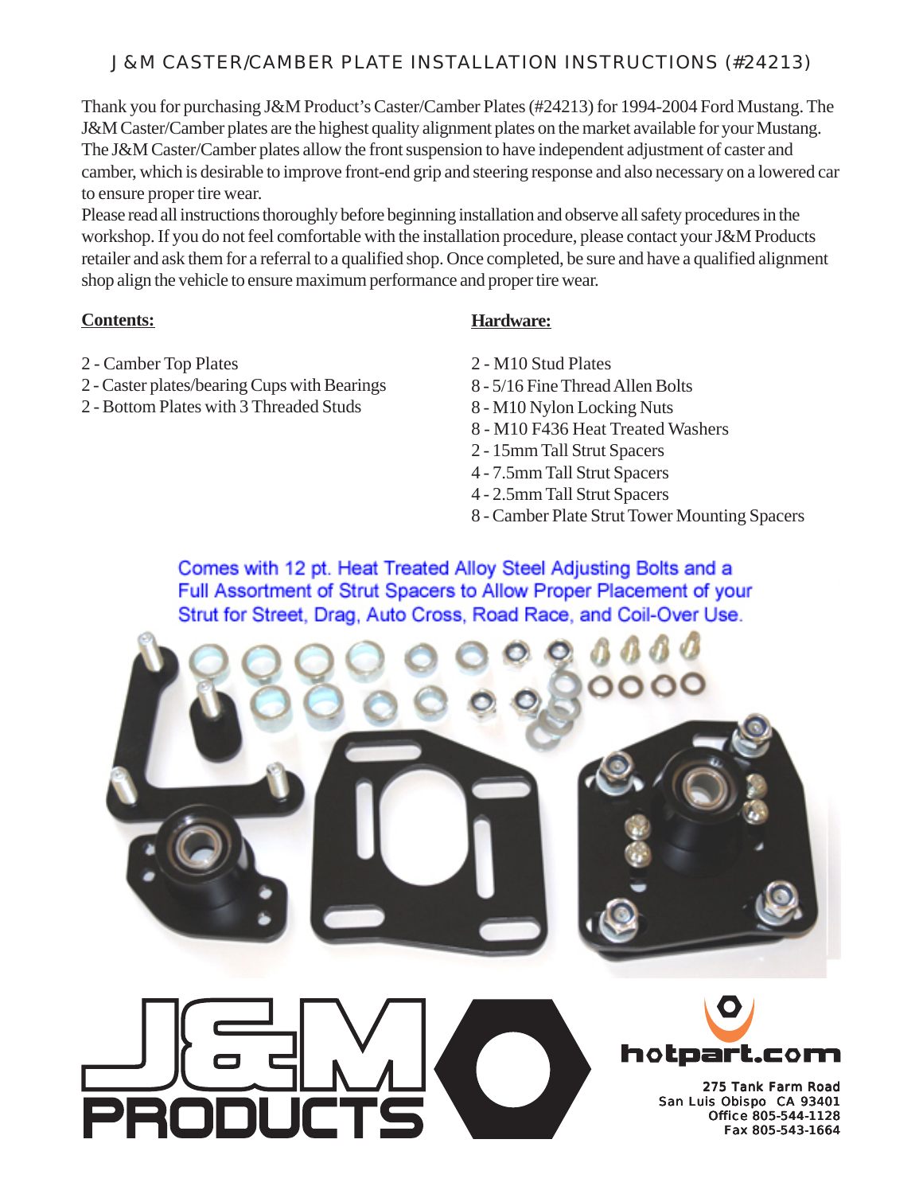# J&M CASTER/CAMBER PLATE INSTALLATION INSTRUCTIONS (#24213)

Thank you for purchasing J&M Product's Caster/Camber Plates (#24213) for 1994-2004 Ford Mustang. The J&M Caster/Camber plates are the highest quality alignment plates on the market available for your Mustang. The J&M Caster/Camber plates allow the front suspension to have independent adjustment of caster and camber, which is desirable to improve front-end grip and steering response and also necessary on a lowered car to ensure proper tire wear.

Please read all instructions thoroughly before beginning installation and observe all safety procedures in the workshop. If you do not feel comfortable with the installation procedure, please contact your J&M Products retailer and ask them for a referral to a qualified shop. Once completed, be sure and have a qualified alignment shop align the vehicle to ensure maximum performance and proper tire wear.

**Contents:**

- 2 - Camber Top Plates
- 2 - Caster plates/bearing Cups with Bearings
- 2 - Bottom Plates with 3 Threaded Studs

**Hardware:**

- 2 - M10 Stud Plates
- 8 - 5/16 Fine Thread Allen Bolts
- 8 - M10 Nylon Locking Nuts
- 8 - M10 F436 Heat Treated Washers
- 2 - 15mm Tall Strut Spacers
- 4 - 7.5mm Tall Strut Spacers
- 4 - 2.5mm Tall Strut Spacers
- 8 - Camber Plate Strut Tower Mounting Spacers

Comes with 12 pt. Heat Treated Alloy Steel Adjusting Bolts and a Full Assortment of Strut Spacers to Allow Proper Placement of your Strut for Street, Drag, Auto Cross, Road Race, and Coil-Over Use.

J&M PRODUCTS

hotpart.com

275 Tank Farm Road
San Luis Obispo CA 93401
Office 805-544-1128
Fax 805-543-1664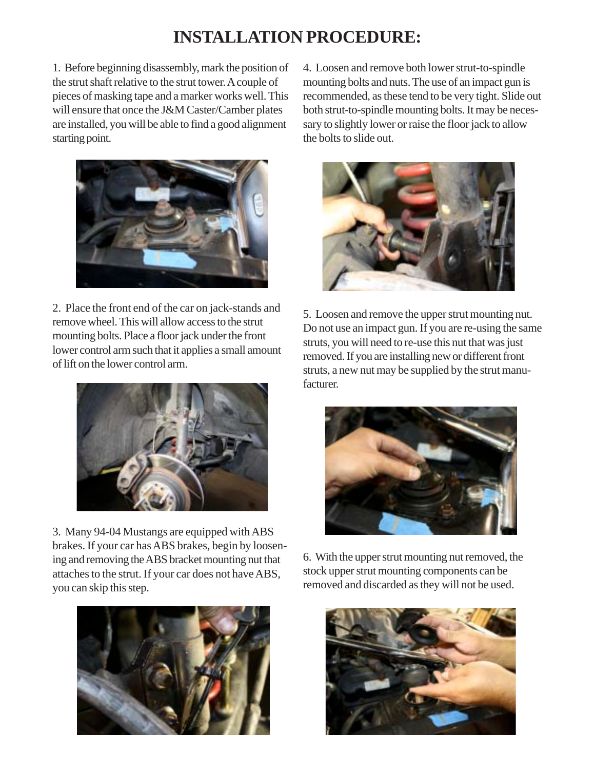# INSTALLATION PROCEDURE:

1. Before beginning disassembly, mark the position of the strut shaft relative to the strut tower. A couple of pieces of masking tape and a marker works well. This will ensure that once the J&M Caster/Camber plates are installed, you will be able to find a good alignment starting point.

2. Place the front end of the car on jack-stands and remove wheel. This will allow access to the strut mounting bolts. Place a floor jack under the front lower control arm such that it applies a small amount of lift on the lower control arm.

3. Many 94-04 Mustangs are equipped with ABS brakes. If your car has ABS brakes, begin by loosening and removing the ABS bracket mounting nut that attaches to the strut. If your car does not have ABS, you can skip this step.

4. Loosen and remove both lower strut-to-spindle mounting bolts and nuts. The use of an impact gun is recommended, as these tend to be very tight. Slide out both strut-to-spindle mounting bolts. It may be necessary to slightly lower or raise the floor jack to allow the bolts to slide out.

5. Loosen and remove the upper strut mounting nut. Do not use an impact gun. If you are re-using the same struts, you will need to re-use this nut that was just removed. If you are installing new or different front struts, a new nut may be supplied by the strut manufacturer.

6. With the upper strut mounting nut removed, the stock upper strut mounting components can be removed and discarded as they will not be used.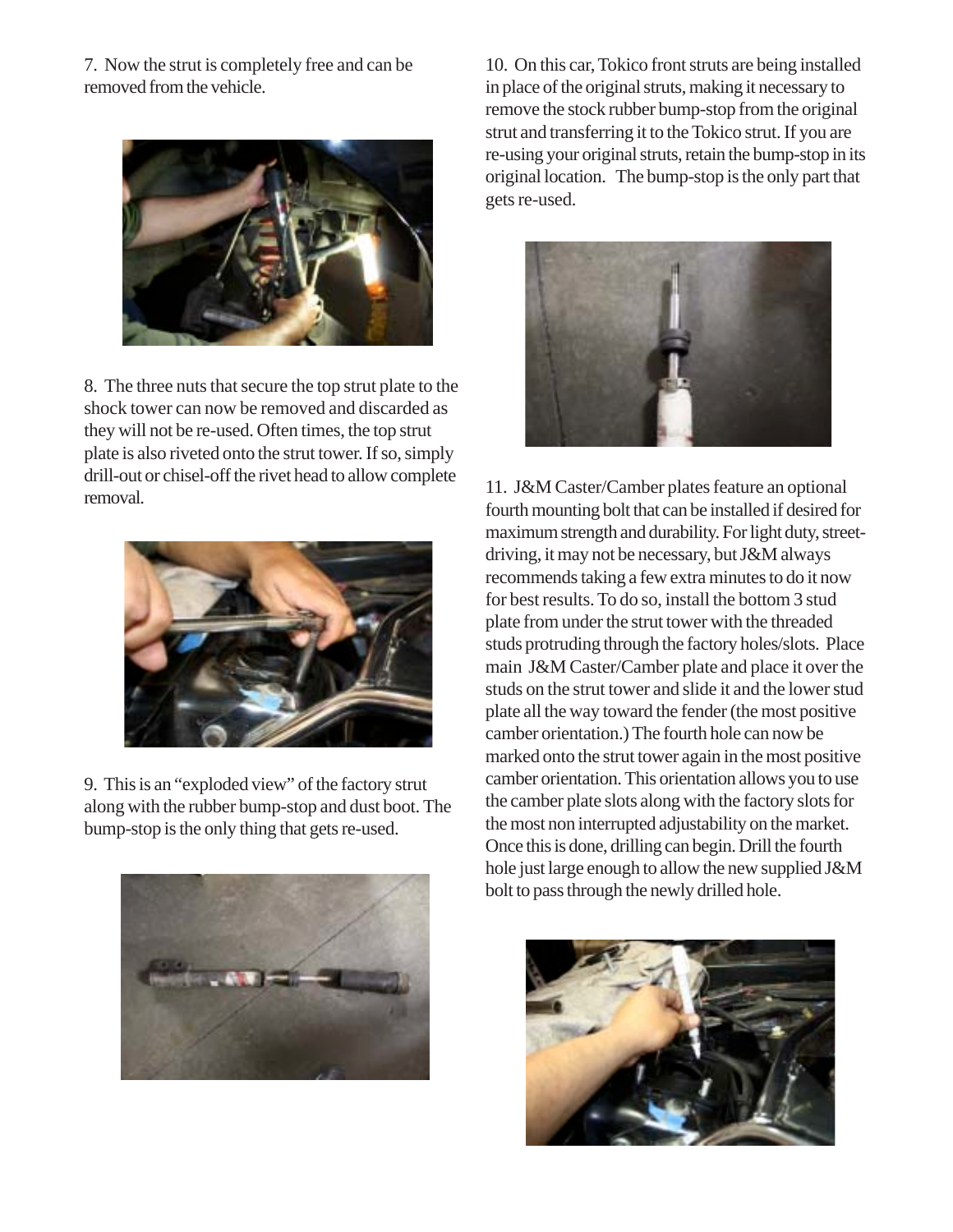7. Now the strut is completely free and can be removed from the vehicle.

8. The three nuts that secure the top strut plate to the shock tower can now be removed and discarded as they will not be re-used. Often times, the top strut plate is also riveted onto the strut tower. If so, simply drill-out or chisel-off the rivet head to allow complete removal.

9. This is an "exploded view" of the factory strut along with the rubber bump-stop and dust boot. The bump-stop is the only thing that gets re-used.

10. On this car, Tokico front struts are being installed in place of the original struts, making it necessary to remove the stock rubber bump-stop from the original strut and transferring it to the Tokico strut. If you are re-using your original struts, retain the bump-stop in its original location. The bump-stop is the only part that gets re-used.

11. J&M Caster/Camber plates feature an optional fourth mounting bolt that can be installed if desired for maximum strength and durability. For light duty, street-driving, it may not be necessary, but J&M always recommends taking a few extra minutes to do it now for best results. To do so, install the bottom 3 stud plate from under the strut tower with the threaded studs protruding through the factory holes/slots. Place main J&M Caster/Camber plate and place it over the studs on the strut tower and slide it and the lower stud plate all the way toward the fender (the most positive camber orientation.) The fourth hole can now be marked onto the strut tower again in the most positive camber orientation. This orientation allows you to use the camber plate slots along with the factory slots for the most non interrupted adjustability on the market. Once this is done, drilling can begin. Drill the fourth hole just large enough to allow the new supplied J&M bolt to pass through the newly drilled hole.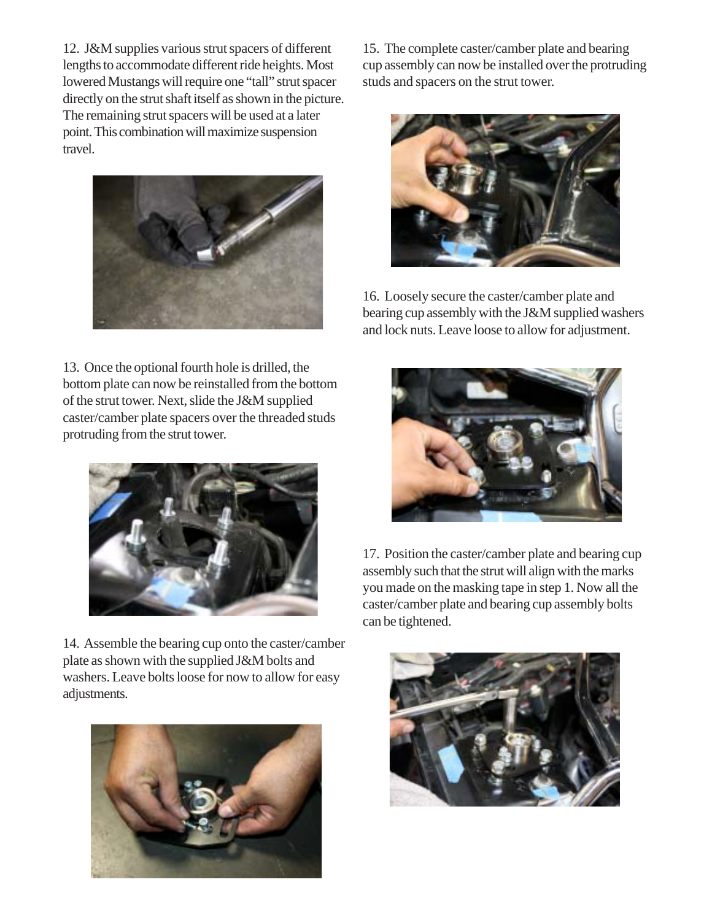12. J&M supplies various strut spacers of different lengths to accommodate different ride heights. Most lowered Mustangs will require one "tall" strut spacer directly on the strut shaft itself as shown in the picture. The remaining strut spacers will be used at a later point. This combination will maximize suspension travel.

13. Once the optional fourth hole is drilled, the bottom plate can now be reinstalled from the bottom of the strut tower. Next, slide the J&M supplied caster/camber plate spacers over the threaded studs protruding from the strut tower.

14. Assemble the bearing cup onto the caster/camber plate as shown with the supplied J&M bolts and washers. Leave bolts loose for now to allow for easy adjustments.

15. The complete caster/camber plate and bearing cup assembly can now be installed over the protruding studs and spacers on the strut tower.

16. Loosely secure the caster/camber plate and bearing cup assembly with the J&M supplied washers and lock nuts. Leave loose to allow for adjustment.

17. Position the caster/camber plate and bearing cup assembly such that the strut will align with the marks you made on the masking tape in step 1. Now all the caster/camber plate and bearing cup assembly bolts can be tightened.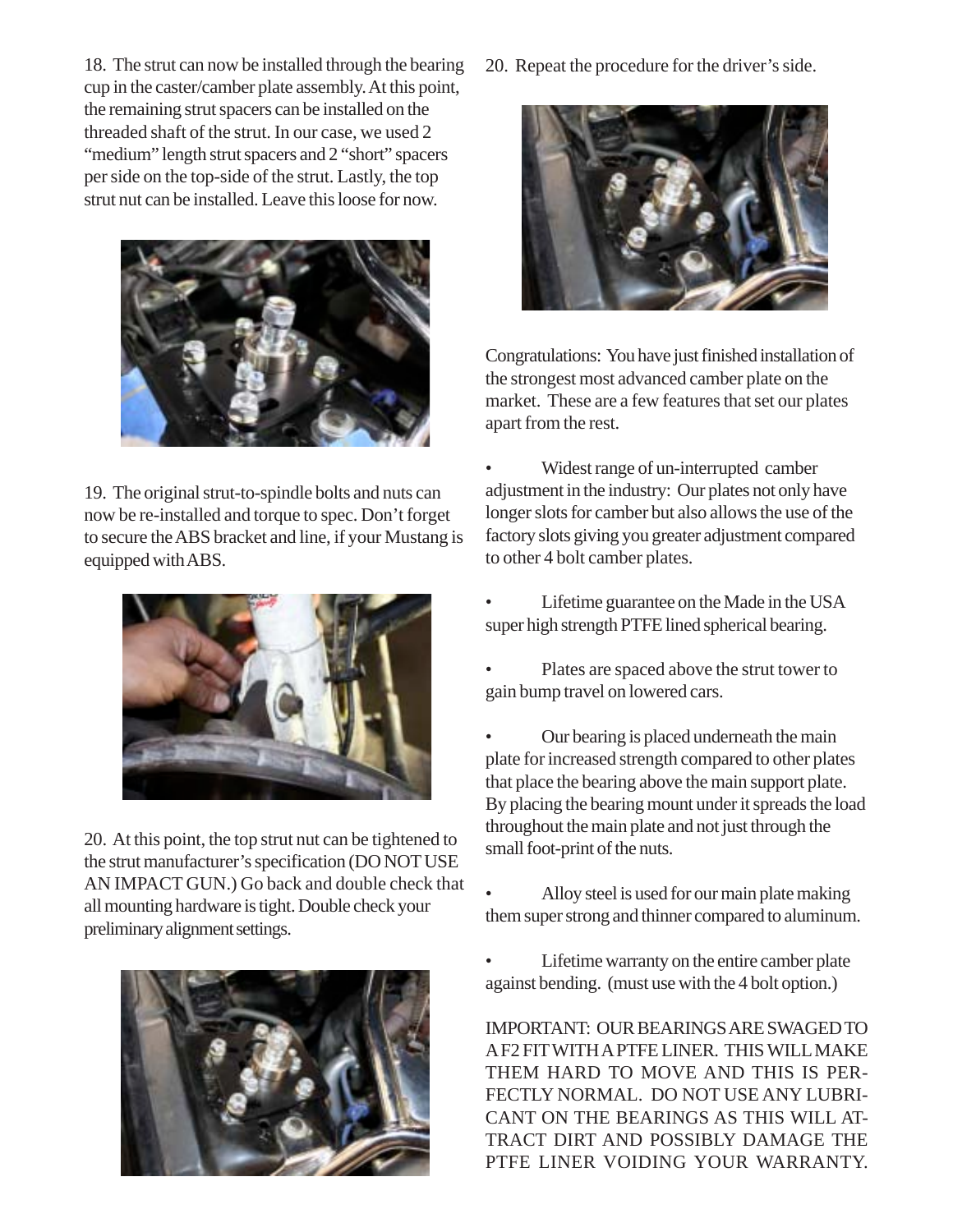18. The strut can now be installed through the bearing cup in the caster/camber plate assembly. At this point, the remaining strut spacers can be installed on the threaded shaft of the strut. In our case, we used 2 "medium" length strut spacers and 2 "short" spacers per side on the top-side of the strut. Lastly, the top strut nut can be installed. Leave this loose for now.

19. The original strut-to-spindle bolts and nuts can now be re-installed and torque to spec. Don't forget to secure the ABS bracket and line, if your Mustang is equipped with ABS.

20. At this point, the top strut nut can be tightened to the strut manufacturer's specification (DO NOT USE AN IMPACT GUN.) Go back and double check that all mounting hardware is tight. Double check your preliminary alignment settings.

20. Repeat the procedure for the driver's side.

Congratulations: You have just finished installation of the strongest most advanced camber plate on the market. These are a few features that set our plates apart from the rest.

- Widest range of un-interrupted camber adjustment in the industry: Our plates not only have longer slots for camber but also allows the use of the factory slots giving you greater adjustment compared to other 4 bolt camber plates.
- Lifetime guarantee on the Made in the USA super high strength PTFE lined spherical bearing.
- Plates are spaced above the strut tower to gain bump travel on lowered cars.
- Our bearing is placed underneath the main plate for increased strength compared to other plates that place the bearing above the main support plate. By placing the bearing mount under it spreads the load throughout the main plate and not just through the small foot-print of the nuts.
- Alloy steel is used for our main plate making them super strong and thinner compared to aluminum.
- Lifetime warranty on the entire camber plate against bending. (must use with the 4 bolt option.)

IMPORTANT: OUR BEARINGS ARE SWAGED TO A F2 FIT WITH A PTFE LINER. THIS WILL MAKE THEM HARD TO MOVE AND THIS IS PERFECTLY NORMAL. DO NOT USE ANY LUBRICANT ON THE BEARINGS AS THIS WILL ATTRACT DIRT AND POSSIBLY DAMAGE THE PTFE LINER VOIDING YOUR WARRANTY.